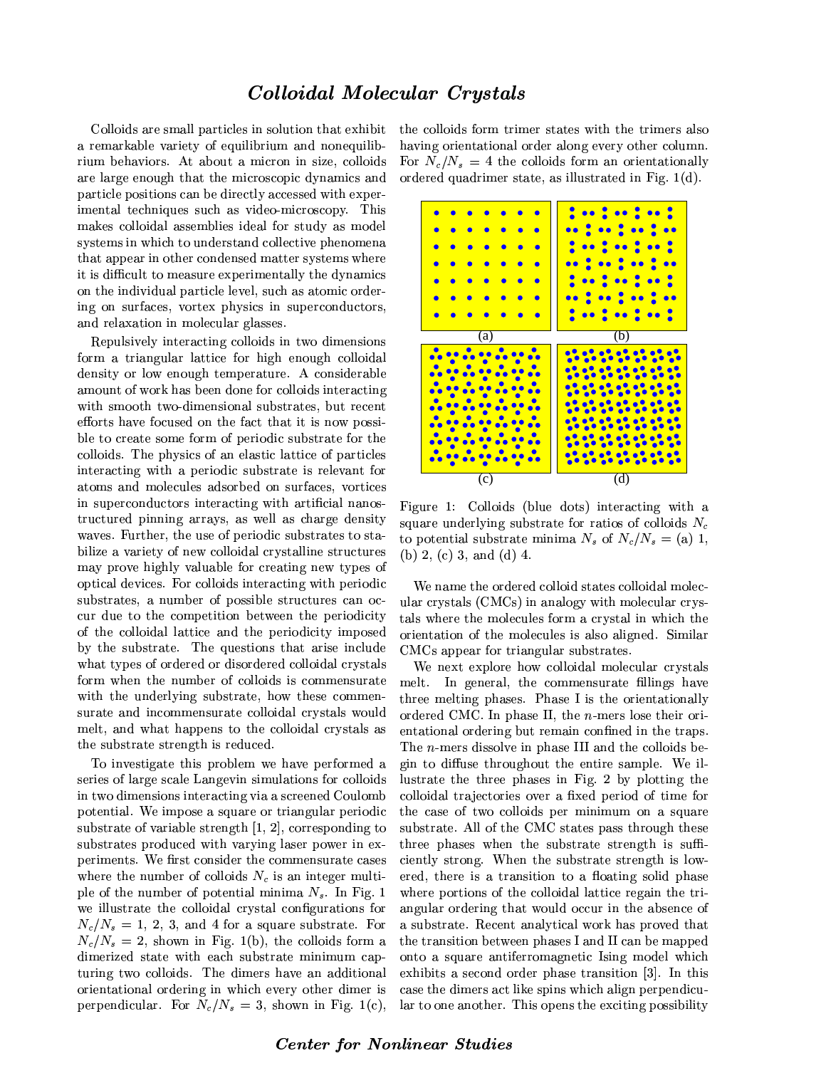# *Colloidal Molecular Crystals*

Colloids are small particles in solution that exhibit a remarkable variety of equilibrium and nonequilibrium behaviors. At about a micron in size, colloids are large enough that the microscopic dynamics and particle positions can be directly accessed with experimental techniques such as video-microscopy. This makes colloidal assemblies ideal for study as model systems in which to understand collective phenomena that appear in other condensed matter systems where it is difficult to measure experimentally the dynamics on the individual particle level, such as atomic ordering on surfaces, vortex physics in superconductors, and relaxation in molecular glasses.

Repulsively interacting colloids in two dimensions form a triangular lattice for high enough colloidal density or low enough temperature. A considerable amount of work has been done for colloids interacting with smooth two-dimensional substrates, but recent efforts have focused on the fact that it is now possible to create some form of periodic substrate for the colloids. The physics of an elastic lattice of particles interacting with a periodic substrate is relevant for atoms and molecules adsorbed on surfaces, vortices in superconductors interacting with artificial nanostructured pinning arrays, as well as charge density waves. Further, the use of periodic substrates to stabilize a variety of new colloidal crystalline structures may prove highly valuable for creating new types of optical devices. For colloids interacting with periodic substrates, a number of possible structures can occur due to the competition between the periodicity of the colloidal lattice and the periodicity imposed by the substrate. The questions that arise include what types of ordered or disordered colloidal crystals form when the number of colloids is commensurate with the underlying substrate, how these commensurate and incommensurate colloidal crystals would melt, and what happens to the colloidal crystals as the substrate strength is reduced.

To investigate this problem we have performed a series of large scale Langevin simulations for colloids in two dimensions interacting via a screened Coulomb potential. We impose a square or triangular periodic substrate of variable strength [1, 2], corresponding to substrates produced with varying laser power in experiments. We first consider the commensurate cases where the number of colloids $N_c$ is an integer multiple of the number of potential minima $N_s$. In Fig. 1 we illustrate the colloidal crystal configurations for $N_c/N_s = 1$, 2, 3, and 4 for a square substrate. For $N_c/N_s = 2$, shown in Fig. 1(b), the colloids form a dimerized state with each substrate minimum capturing two colloids. The dimers have an additional orientational ordering in which every other dimer is perpendicular. For $N_c/N_s = 3$, shown in Fig. 1(c), the colloids form trimer states with the trimers also having orientational order along every other column. For $N_c/N_s = 4$ the colloids form an orientationally ordered quadrimer state, as illustrated in Fig. 1(d).

Figure 1: Colloids (blue dots) interacting with a square underlying substrate for ratios of colloids $N_c$ to potential substrate minima $N_s$ of $N_c/N_s =$ (a) 1, (b) 2, (c) 3, and (d) 4.

We name the ordered colloid states colloidal molecular crystals (CMCs) in analogy with molecular crystals where the molecules form a crystal in which the orientation of the molecules is also aligned. Similar CMCs appear for triangular substrates.

We next explore how colloidal molecular crystals melt. In general, the commensurate fillings have three melting phases. Phase I is the orientationally ordered CMC. In phase II, the $n$-mers lose their orientational ordering but remain confined in the traps. The $n$-mers dissolve in phase III and the colloids begin to diffuse throughout the entire sample. We illustrate the three phases in Fig. 2 by plotting the colloidal trajectories over a fixed period of time for the case of two colloids per minimum on a square substrate. All of the CMC states pass through these three phases when the substrate strength is sufficiently strong. When the substrate strength is lowered, there is a transition to a floating solid phase where portions of the colloidal lattice regain the triangular ordering that would occur in the absence of a substrate. Recent analytical work has proved that the transition between phases I and II can be mapped onto a square antiferromagnetic Ising model which exhibits a second order phase transition [3]. In this case the dimers act like spins which align perpendicular to one another. This opens the exciting possibility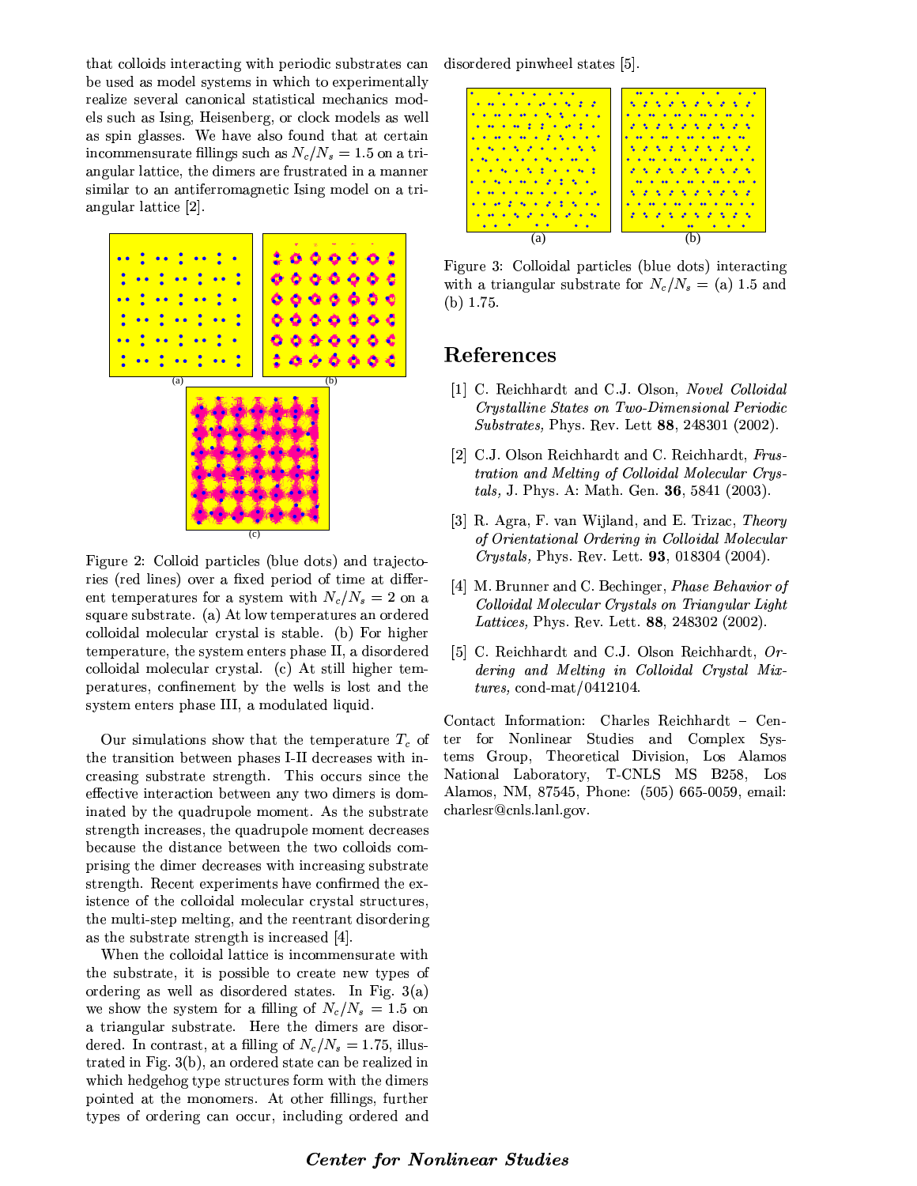that colloids interacting with periodic substrates can be used as model systems in which to experimentally realize several canonical statistical mechanics models such as Ising, Heisenberg, or clock models as well as spin glasses. We have also found that at certain incommensurate fillings such as $N_c/N_s = 1.5$ on a triangular lattice, the dimers are frustrated in a manner similar to an antiferromagnetic Ising model on a triangular lattice [2].

(a)

(b)

(c)

Figure 2: Colloid particles (blue dots) and trajectories (red lines) over a fixed period of time at different temperatures for a system with $N_c/N_s = 2$ on a square substrate. (a) At low temperatures an ordered colloidal molecular crystal is stable. (b) For higher temperature, the system enters phase II, a disordered colloidal molecular crystal. (c) At still higher temperatures, confinement by the wells is lost and the system enters phase III, a modulated liquid.

Our simulations show that the temperature $T_c$ of the transition between phases I-II decreases with increasing substrate strength. This occurs since the effective interaction between any two dimers is dominated by the quadrupole moment. As the substrate strength increases, the quadrupole moment decreases because the distance between the two colloids comprising the dimer decreases with increasing substrate strength. Recent experiments have confirmed the existence of the colloidal molecular crystal structures, the multi-step melting, and the reentrant disordering as the substrate strength is increased [4].

When the colloidal lattice is incommensurate with the substrate, it is possible to create new types of ordering as well as disordered states. In Fig. 3(a) we show the system for a filling of $N_c/N_s = 1.5$ on a triangular substrate. Here the dimers are disordered. In contrast, at a filling of $N_c/N_s = 1.75$, illustrated in Fig. 3(b), an ordered state can be realized in which hedgehog type structures form with the dimers pointed at the monomers. At other fillings, further types of ordering can occur, including ordered and disordered pinwheel states [5].

(a)

(b)

Figure 3: Colloidal particles (blue dots) interacting with a triangular substrate for $N_c/N_s =$ (a) 1.5 and (b) 1.75.

## References

[1] C. Reichhardt and C.J. Olson, *Novel Colloidal Crystalline States on Two-Dimensional Periodic Substrates,* Phys. Rev. Lett **88**, 248301 (2002).

[2] C.J. Olson Reichhardt and C. Reichhardt, *Frustration and Melting of Colloidal Molecular Crystals,* J. Phys. A: Math. Gen. **36**, 5841 (2003).

[3] R. Agra, F. van Wijland, and E. Trizac, *Theory of Orientational Ordering in Colloidal Molecular Crystals,* Phys. Rev. Lett. **93**, 018304 (2004).

[4] M. Brunner and C. Bechinger, *Phase Behavior of Colloidal Molecular Crystals on Triangular Light Lattices,* Phys. Rev. Lett. **88**, 248302 (2002).

[5] C. Reichhardt and C.J. Olson Reichhardt, *Ordering and Melting in Colloidal Crystal Mixtures,* cond-mat/0412104.

Contact Information: Charles Reichhardt – Center for Nonlinear Studies and Complex Systems Group, Theoretical Division, Los Alamos National Laboratory, T-CNLS MS B258, Los Alamos, NM, 87545, Phone: (505) 665-0059, email: charlesr@cnls.lanl.gov.